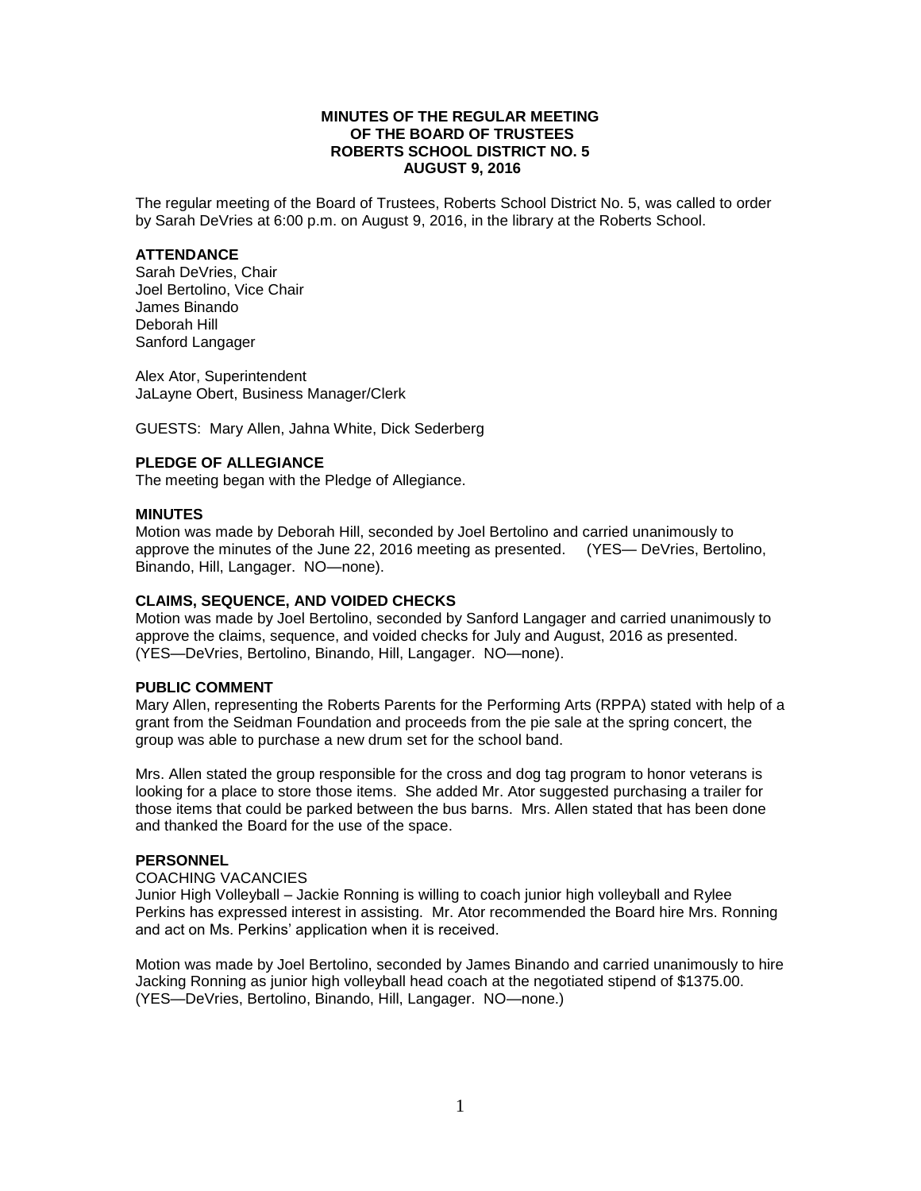**MINUTES OF THE REGULAR MEETING**
**OF THE BOARD OF TRUSTEES**
**ROBERTS SCHOOL DISTRICT NO. 5**
**AUGUST 9, 2016**

The regular meeting of the Board of Trustees, Roberts School District No. 5, was called to order by Sarah DeVries at 6:00 p.m. on August 9, 2016, in the library at the Roberts School.

**ATTENDANCE**

Sarah DeVries, Chair
Joel Bertolino, Vice Chair
James Binando
Deborah Hill
Sanford Langager

Alex Ator, Superintendent
JaLayne Obert, Business Manager/Clerk

GUESTS: Mary Allen, Jahna White, Dick Sederberg

**PLEDGE OF ALLEGIANCE**

The meeting began with the Pledge of Allegiance.

**MINUTES**

Motion was made by Deborah Hill, seconded by Joel Bertolino and carried unanimously to approve the minutes of the June 22, 2016 meeting as presented. (YES— DeVries, Bertolino, Binando, Hill, Langager. NO—none).

**CLAIMS, SEQUENCE, AND VOIDED CHECKS**

Motion was made by Joel Bertolino, seconded by Sanford Langager and carried unanimously to approve the claims, sequence, and voided checks for July and August, 2016 as presented. (YES—DeVries, Bertolino, Binando, Hill, Langager. NO—none).

**PUBLIC COMMENT**

Mary Allen, representing the Roberts Parents for the Performing Arts (RPPA) stated with help of a grant from the Seidman Foundation and proceeds from the pie sale at the spring concert, the group was able to purchase a new drum set for the school band.

Mrs. Allen stated the group responsible for the cross and dog tag program to honor veterans is looking for a place to store those items. She added Mr. Ator suggested purchasing a trailer for those items that could be parked between the bus barns. Mrs. Allen stated that has been done and thanked the Board for the use of the space.

**PERSONNEL**

COACHING VACANCIES

Junior High Volleyball – Jackie Ronning is willing to coach junior high volleyball and Rylee Perkins has expressed interest in assisting. Mr. Ator recommended the Board hire Mrs. Ronning and act on Ms. Perkins' application when it is received.

Motion was made by Joel Bertolino, seconded by James Binando and carried unanimously to hire Jacking Ronning as junior high volleyball head coach at the negotiated stipend of $1375.00. (YES—DeVries, Bertolino, Binando, Hill, Langager. NO—none.)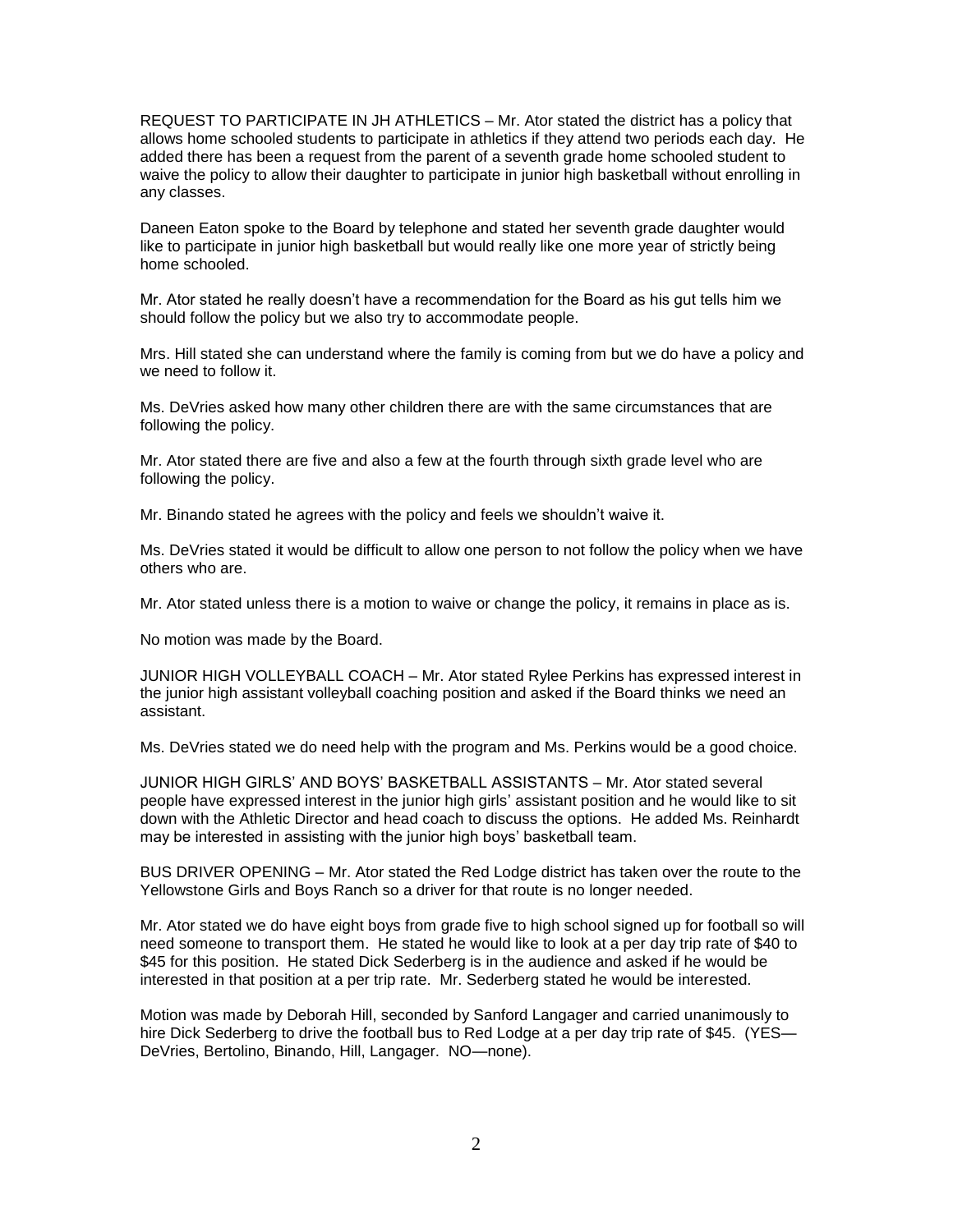REQUEST TO PARTICIPATE IN JH ATHLETICS – Mr. Ator stated the district has a policy that allows home schooled students to participate in athletics if they attend two periods each day. He added there has been a request from the parent of a seventh grade home schooled student to waive the policy to allow their daughter to participate in junior high basketball without enrolling in any classes.

Daneen Eaton spoke to the Board by telephone and stated her seventh grade daughter would like to participate in junior high basketball but would really like one more year of strictly being home schooled.

Mr. Ator stated he really doesn't have a recommendation for the Board as his gut tells him we should follow the policy but we also try to accommodate people.

Mrs. Hill stated she can understand where the family is coming from but we do have a policy and we need to follow it.

Ms. DeVries asked how many other children there are with the same circumstances that are following the policy.

Mr. Ator stated there are five and also a few at the fourth through sixth grade level who are following the policy.

Mr. Binando stated he agrees with the policy and feels we shouldn't waive it.

Ms. DeVries stated it would be difficult to allow one person to not follow the policy when we have others who are.

Mr. Ator stated unless there is a motion to waive or change the policy, it remains in place as is.

No motion was made by the Board.

JUNIOR HIGH VOLLEYBALL COACH – Mr. Ator stated Rylee Perkins has expressed interest in the junior high assistant volleyball coaching position and asked if the Board thinks we need an assistant.

Ms. DeVries stated we do need help with the program and Ms. Perkins would be a good choice.

JUNIOR HIGH GIRLS' AND BOYS' BASKETBALL ASSISTANTS – Mr. Ator stated several people have expressed interest in the junior high girls' assistant position and he would like to sit down with the Athletic Director and head coach to discuss the options. He added Ms. Reinhardt may be interested in assisting with the junior high boys' basketball team.

BUS DRIVER OPENING – Mr. Ator stated the Red Lodge district has taken over the route to the Yellowstone Girls and Boys Ranch so a driver for that route is no longer needed.

Mr. Ator stated we do have eight boys from grade five to high school signed up for football so will need someone to transport them. He stated he would like to look at a per day trip rate of $40 to $45 for this position. He stated Dick Sederberg is in the audience and asked if he would be interested in that position at a per trip rate. Mr. Sederberg stated he would be interested.

Motion was made by Deborah Hill, seconded by Sanford Langager and carried unanimously to hire Dick Sederberg to drive the football bus to Red Lodge at a per day trip rate of $45. (YES—DeVries, Bertolino, Binando, Hill, Langager. NO—none).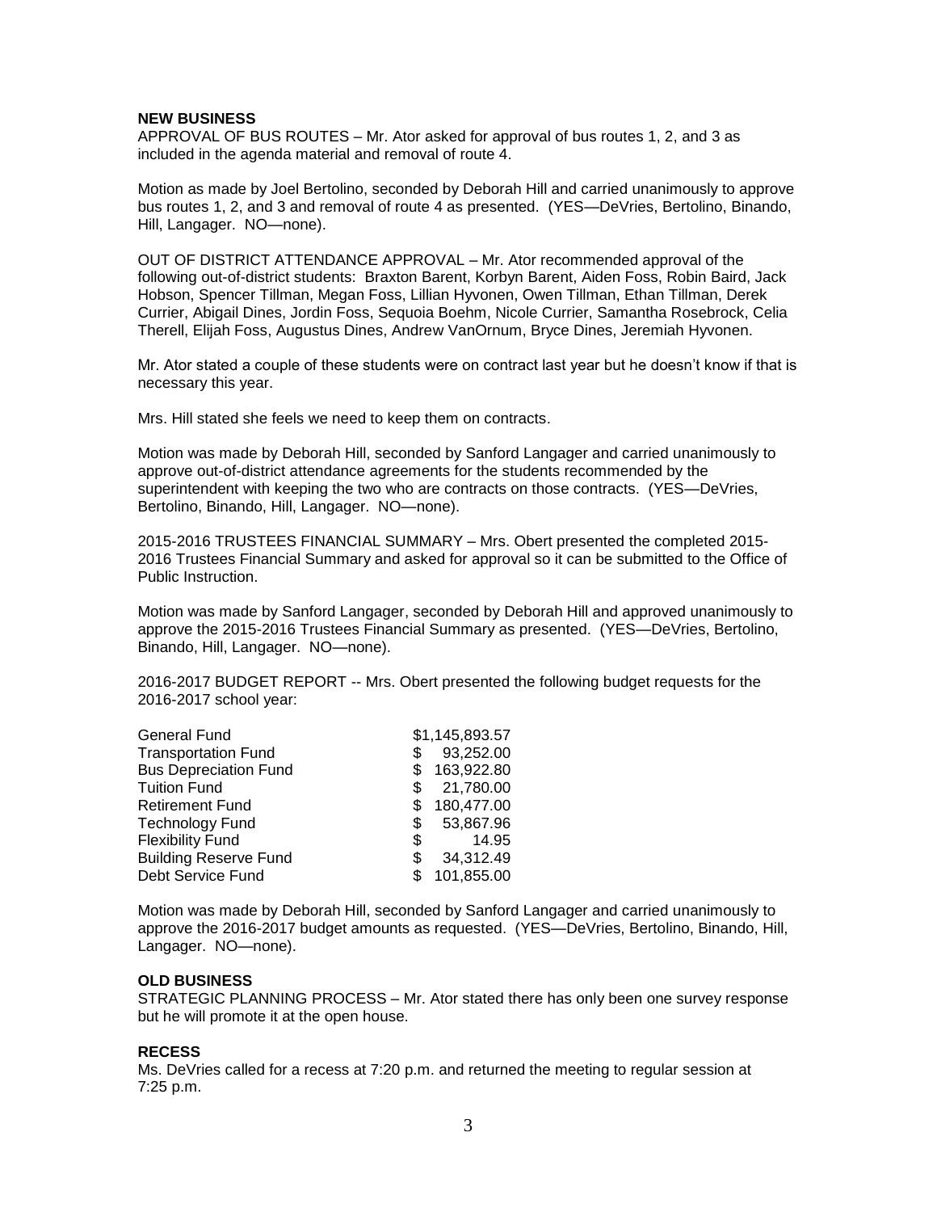**NEW BUSINESS**

APPROVAL OF BUS ROUTES – Mr. Ator asked for approval of bus routes 1, 2, and 3 as included in the agenda material and removal of route 4.

Motion as made by Joel Bertolino, seconded by Deborah Hill and carried unanimously to approve bus routes 1, 2, and 3 and removal of route 4 as presented. (YES—DeVries, Bertolino, Binando, Hill, Langager. NO—none).

OUT OF DISTRICT ATTENDANCE APPROVAL – Mr. Ator recommended approval of the following out-of-district students: Braxton Barent, Korbyn Barent, Aiden Foss, Robin Baird, Jack Hobson, Spencer Tillman, Megan Foss, Lillian Hyvonen, Owen Tillman, Ethan Tillman, Derek Currier, Abigail Dines, Jordin Foss, Sequoia Boehm, Nicole Currier, Samantha Rosebrock, Celia Therell, Elijah Foss, Augustus Dines, Andrew VanOrnum, Bryce Dines, Jeremiah Hyvonen.

Mr. Ator stated a couple of these students were on contract last year but he doesn't know if that is necessary this year.

Mrs. Hill stated she feels we need to keep them on contracts.

Motion was made by Deborah Hill, seconded by Sanford Langager and carried unanimously to approve out-of-district attendance agreements for the students recommended by the superintendent with keeping the two who are contracts on those contracts. (YES—DeVries, Bertolino, Binando, Hill, Langager. NO—none).

2015-2016 TRUSTEES FINANCIAL SUMMARY – Mrs. Obert presented the completed 2015-2016 Trustees Financial Summary and asked for approval so it can be submitted to the Office of Public Instruction.

Motion was made by Sanford Langager, seconded by Deborah Hill and approved unanimously to approve the 2015-2016 Trustees Financial Summary as presented. (YES—DeVries, Bertolino, Binando, Hill, Langager. NO—none).

2016-2017 BUDGET REPORT -- Mrs. Obert presented the following budget requests for the 2016-2017 school year:

| Fund | Amount |
|---|---|
| General Fund | $1,145,893.57 |
| Transportation Fund | $ 93,252.00 |
| Bus Depreciation Fund | $ 163,922.80 |
| Tuition Fund | $ 21,780.00 |
| Retirement Fund | $ 180,477.00 |
| Technology Fund | $ 53,867.96 |
| Flexibility Fund | $ 14.95 |
| Building Reserve Fund | $ 34,312.49 |
| Debt Service Fund | $ 101,855.00 |

Motion was made by Deborah Hill, seconded by Sanford Langager and carried unanimously to approve the 2016-2017 budget amounts as requested. (YES—DeVries, Bertolino, Binando, Hill, Langager. NO—none).

**OLD BUSINESS**

STRATEGIC PLANNING PROCESS – Mr. Ator stated there has only been one survey response but he will promote it at the open house.

**RECESS**

Ms. DeVries called for a recess at 7:20 p.m. and returned the meeting to regular session at 7:25 p.m.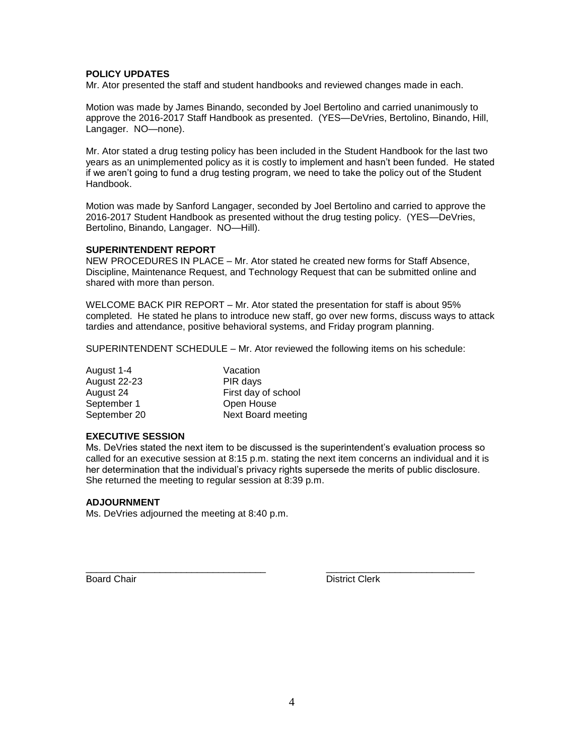**POLICY UPDATES**
Mr. Ator presented the staff and student handbooks and reviewed changes made in each.

Motion was made by James Binando, seconded by Joel Bertolino and carried unanimously to approve the 2016-2017 Staff Handbook as presented. (YES—DeVries, Bertolino, Binando, Hill, Langager. NO—none).

Mr. Ator stated a drug testing policy has been included in the Student Handbook for the last two years as an unimplemented policy as it is costly to implement and hasn't been funded. He stated if we aren't going to fund a drug testing program, we need to take the policy out of the Student Handbook.

Motion was made by Sanford Langager, seconded by Joel Bertolino and carried to approve the 2016-2017 Student Handbook as presented without the drug testing policy. (YES—DeVries, Bertolino, Binando, Langager. NO—Hill).

**SUPERINTENDENT REPORT**
NEW PROCEDURES IN PLACE – Mr. Ator stated he created new forms for Staff Absence, Discipline, Maintenance Request, and Technology Request that can be submitted online and shared with more than person.

WELCOME BACK PIR REPORT – Mr. Ator stated the presentation for staff is about 95% completed. He stated he plans to introduce new staff, go over new forms, discuss ways to attack tardies and attendance, positive behavioral systems, and Friday program planning.

SUPERINTENDENT SCHEDULE – Mr. Ator reviewed the following items on his schedule:

| | |
|---|---|
| August 1-4 | Vacation |
| August 22-23 | PIR days |
| August 24 | First day of school |
| September 1 | Open House |
| September 20 | Next Board meeting |

**EXECUTIVE SESSION**
Ms. DeVries stated the next item to be discussed is the superintendent's evaluation process so called for an executive session at 8:15 p.m. stating the next item concerns an individual and it is her determination that the individual's privacy rights supersede the merits of public disclosure. She returned the meeting to regular session at 8:39 p.m.

**ADJOURNMENT**
Ms. DeVries adjourned the meeting at 8:40 p.m.

\_\_\_\_\_\_\_\_\_\_\_\_\_\_\_\_\_\_\_\_\_\_\_\_\_\_\_\_\_\_\_\_\_\_\_ 
Board Chair

\_\_\_\_\_\_\_\_\_\_\_\_\_\_\_\_\_\_\_\_\_\_\_\_\_\_\_\_\_\_\_\_\_\_\_ 
District Clerk